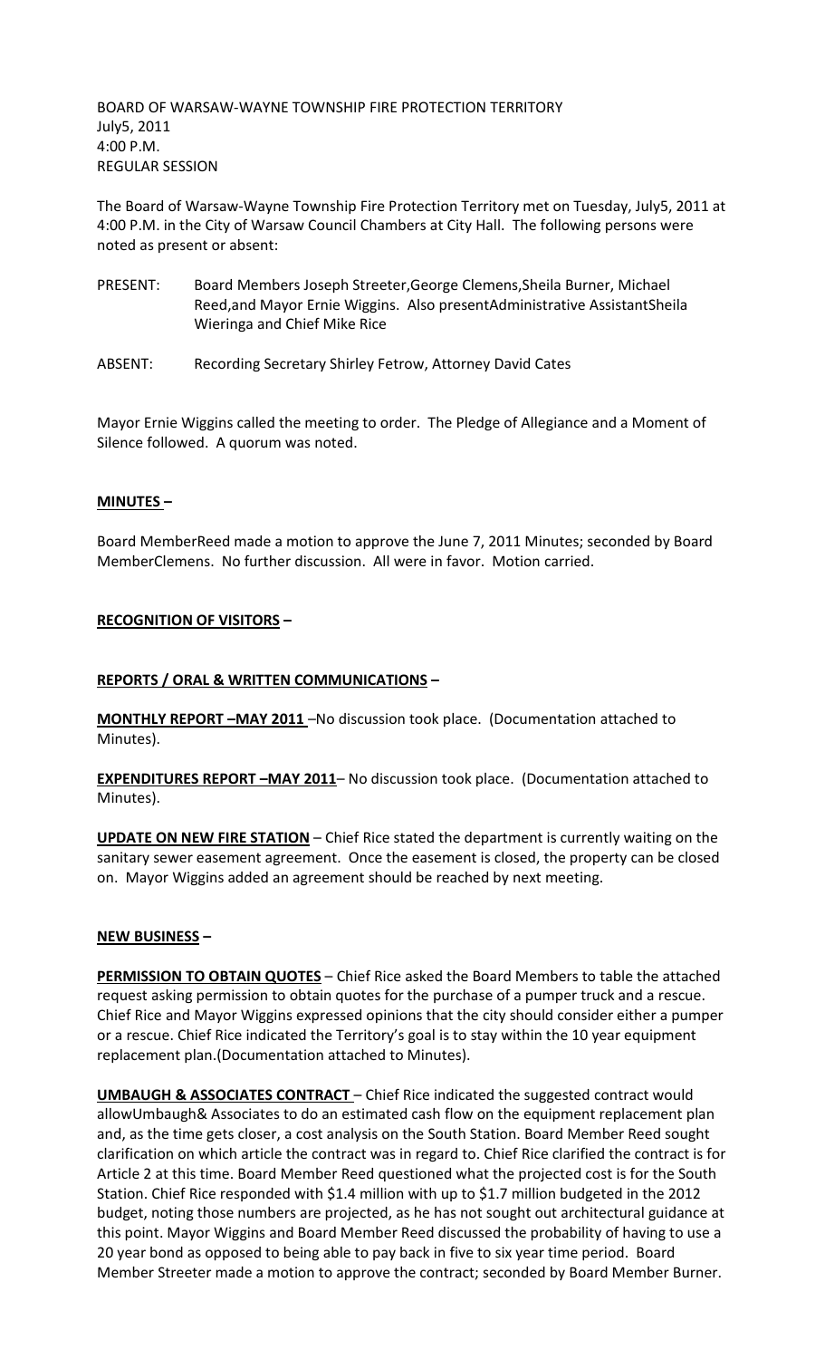BOARD OF WARSAW-WAYNE TOWNSHIP FIRE PROTECTION TERRITORY
July5, 2011
4:00 P.M.
REGULAR SESSION

The Board of Warsaw-Wayne Township Fire Protection Territory met on Tuesday, July5, 2011 at 4:00 P.M. in the City of Warsaw Council Chambers at City Hall. The following persons were noted as present or absent:

PRESENT: Board Members Joseph Streeter,George Clemens,Sheila Burner, Michael Reed,and Mayor Ernie Wiggins. Also presentAdministrative AssistantSheila Wieringa and Chief Mike Rice

ABSENT: Recording Secretary Shirley Fetrow, Attorney David Cates

Mayor Ernie Wiggins called the meeting to order. The Pledge of Allegiance and a Moment of Silence followed. A quorum was noted.

**MINUTES –**

Board MemberReed made a motion to approve the June 7, 2011 Minutes; seconded by Board MemberClemens. No further discussion. All were in favor. Motion carried.

**RECOGNITION OF VISITORS –**

**REPORTS / ORAL & WRITTEN COMMUNICATIONS –**

**MONTHLY REPORT –MAY 2011** –No discussion took place. (Documentation attached to Minutes).

**EXPENDITURES REPORT –MAY 2011**– No discussion took place. (Documentation attached to Minutes).

**UPDATE ON NEW FIRE STATION** – Chief Rice stated the department is currently waiting on the sanitary sewer easement agreement. Once the easement is closed, the property can be closed on. Mayor Wiggins added an agreement should be reached by next meeting.

**NEW BUSINESS –**

**PERMISSION TO OBTAIN QUOTES** – Chief Rice asked the Board Members to table the attached request asking permission to obtain quotes for the purchase of a pumper truck and a rescue. Chief Rice and Mayor Wiggins expressed opinions that the city should consider either a pumper or a rescue. Chief Rice indicated the Territory's goal is to stay within the 10 year equipment replacement plan.(Documentation attached to Minutes).

**UMBAUGH & ASSOCIATES CONTRACT** – Chief Rice indicated the suggested contract would allowUmbaugh& Associates to do an estimated cash flow on the equipment replacement plan and, as the time gets closer, a cost analysis on the South Station. Board Member Reed sought clarification on which article the contract was in regard to. Chief Rice clarified the contract is for Article 2 at this time. Board Member Reed questioned what the projected cost is for the South Station. Chief Rice responded with $1.4 million with up to $1.7 million budgeted in the 2012 budget, noting those numbers are projected, as he has not sought out architectural guidance at this point. Mayor Wiggins and Board Member Reed discussed the probability of having to use a 20 year bond as opposed to being able to pay back in five to six year time period. Board Member Streeter made a motion to approve the contract; seconded by Board Member Burner.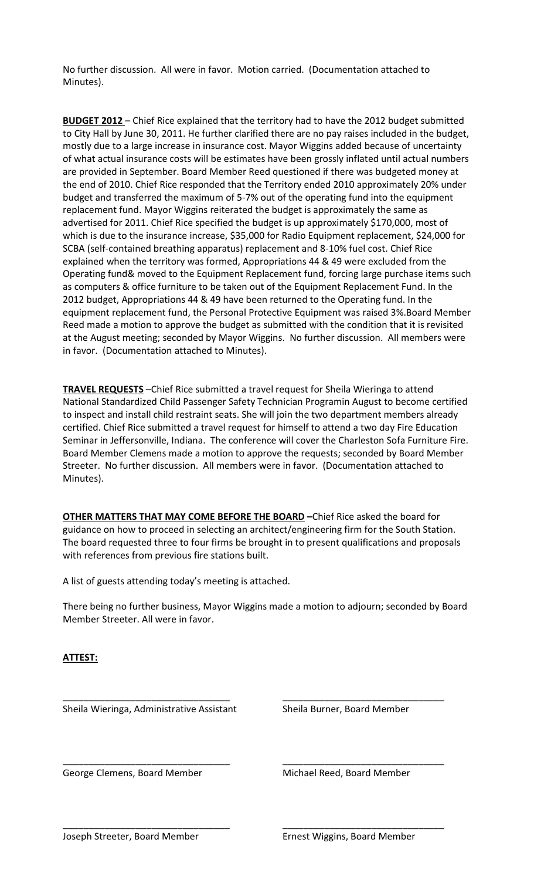No further discussion. All were in favor. Motion carried. (Documentation attached to Minutes).

**BUDGET 2012** – Chief Rice explained that the territory had to have the 2012 budget submitted to City Hall by June 30, 2011. He further clarified there are no pay raises included in the budget, mostly due to a large increase in insurance cost. Mayor Wiggins added because of uncertainty of what actual insurance costs will be estimates have been grossly inflated until actual numbers are provided in September. Board Member Reed questioned if there was budgeted money at the end of 2010. Chief Rice responded that the Territory ended 2010 approximately 20% under budget and transferred the maximum of 5-7% out of the operating fund into the equipment replacement fund. Mayor Wiggins reiterated the budget is approximately the same as advertised for 2011. Chief Rice specified the budget is up approximately $170,000, most of which is due to the insurance increase, $35,000 for Radio Equipment replacement, $24,000 for SCBA (self-contained breathing apparatus) replacement and 8-10% fuel cost. Chief Rice explained when the territory was formed, Appropriations 44 & 49 were excluded from the Operating fund& moved to the Equipment Replacement fund, forcing large purchase items such as computers & office furniture to be taken out of the Equipment Replacement Fund. In the 2012 budget, Appropriations 44 & 49 have been returned to the Operating fund. In the equipment replacement fund, the Personal Protective Equipment was raised 3%.Board Member Reed made a motion to approve the budget as submitted with the condition that it is revisited at the August meeting; seconded by Mayor Wiggins. No further discussion. All members were in favor. (Documentation attached to Minutes).

**TRAVEL REQUESTS** –Chief Rice submitted a travel request for Sheila Wieringa to attend National Standardized Child Passenger Safety Technician Programin August to become certified to inspect and install child restraint seats. She will join the two department members already certified. Chief Rice submitted a travel request for himself to attend a two day Fire Education Seminar in Jeffersonville, Indiana. The conference will cover the Charleston Sofa Furniture Fire. Board Member Clemens made a motion to approve the requests; seconded by Board Member Streeter. No further discussion. All members were in favor. (Documentation attached to Minutes).

**OTHER MATTERS THAT MAY COME BEFORE THE BOARD** –Chief Rice asked the board for guidance on how to proceed in selecting an architect/engineering firm for the South Station. The board requested three to four firms be brought in to present qualifications and proposals with references from previous fire stations built.

A list of guests attending today's meeting is attached.

There being no further business, Mayor Wiggins made a motion to adjourn; seconded by Board Member Streeter. All were in favor.

**ATTEST:**

| | |
|---|---|
| _______________________________ | _______________________________ |
| Sheila Wieringa, Administrative Assistant | Sheila Burner, Board Member |
| _______________________________ | _______________________________ |
| George Clemens, Board Member | Michael Reed, Board Member |
| _______________________________ | _______________________________ |
| Joseph Streeter, Board Member | Ernest Wiggins, Board Member |